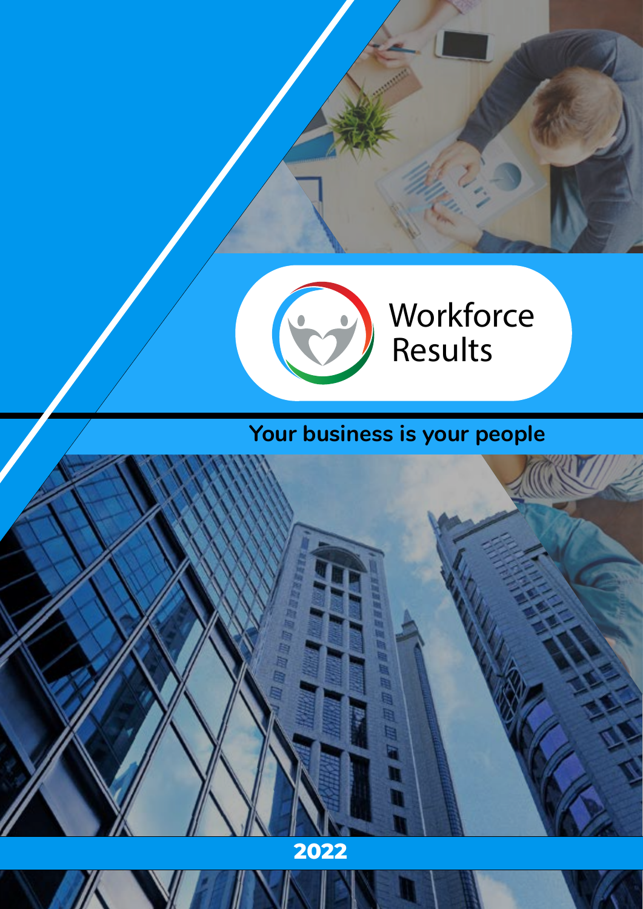# Workforce Results

**Your business is your people**

**2022**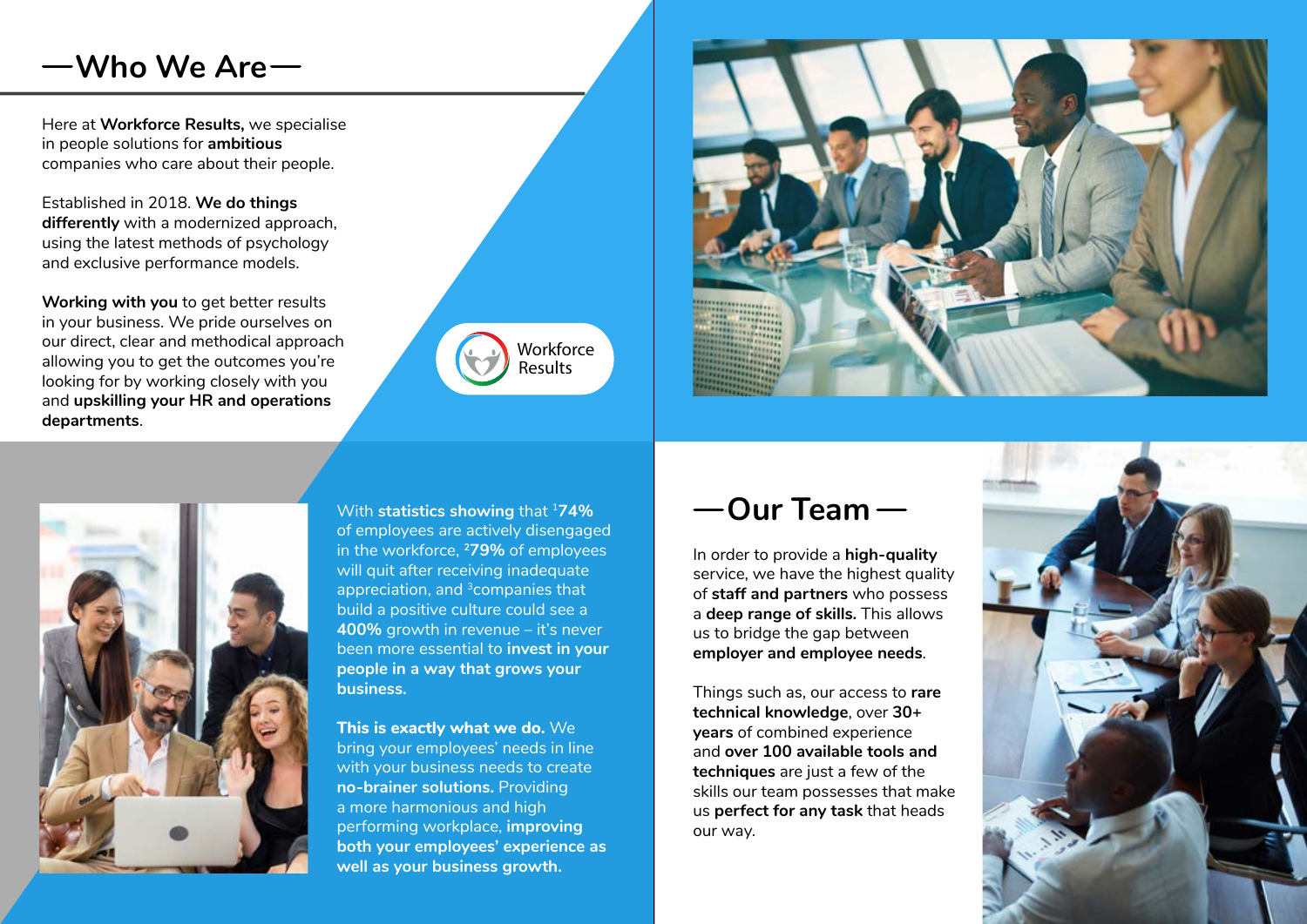## Who We Are

Here at **Workforce Results,** we specialise in people solutions for **ambitious** companies who care about their people.

Established in 2018. **We do things differently** with a modernized approach, using the latest methods of psychology and exclusive performance models.

**Working with you** to get better results in your business. We pride ourselves on our direct, clear and methodical approach allowing you to get the outcomes you're looking for by working closely with you and **upskilling your HR and operations departments**.

Workforce Results

With **statistics showing** that [1]**74%** of employees are actively disengaged in the workforce, [2]**79%** of employees will quit after receiving inadequate appreciation, and [3]companies that build a positive culture could see a **400%** growth in revenue – it's never been more essential to **invest in your people in a way that grows your business.**

**This is exactly what we do.** We bring your employees' needs in line with your business needs to create **no-brainer solutions.** Providing a more harmonious and high performing workplace, **improving both your employees' experience as well as your business growth.**

## Our Team

In order to provide a **high-quality** service, we have the highest quality of **staff and partners** who possess a **deep range of skills.** This allows us to bridge the gap between **employer and employee needs**.

Things such as, our access to **rare technical knowledge**, over **30+ years** of combined experience and **over 100 available tools and techniques** are just a few of the skills our team possesses that make us **perfect for any task** that heads our way.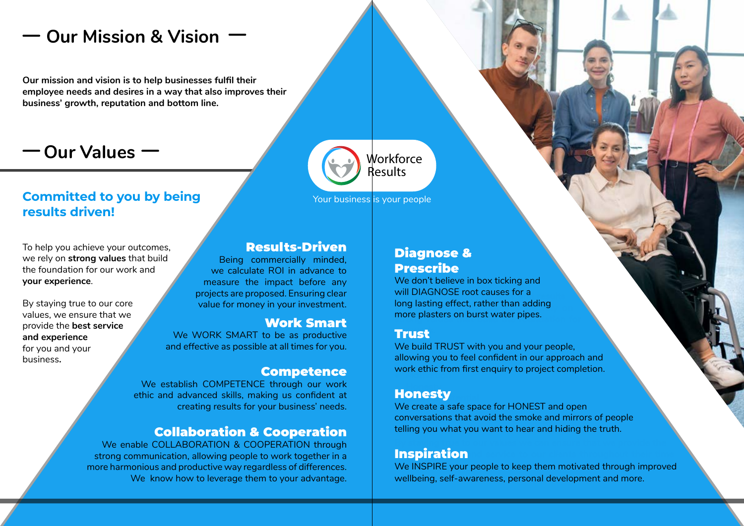## Our Mission & Vision

**Our mission and vision is to help businesses fulfil their employee needs and desires in a way that also improves their business' growth, reputation and bottom line.**

## Our Values

### Committed to you by being results driven!

To help you achieve your outcomes, we rely on **strong values** that build the foundation for our work and **your experience**.

By staying true to our core values, we ensure that we provide the **best service and experience** for you and your business**.**

Workforce Results

Your business is your people

### Results-Driven

Being commercially minded, we calculate ROI in advance to measure the impact before any projects are proposed. Ensuring clear value for money in your investment.

### Work Smart

We WORK SMART to be as productive and effective as possible at all times for you.

### Competence

We establish COMPETENCE through our work ethic and advanced skills, making us confident at creating results for your business' needs.

### Collaboration & Cooperation

We enable COLLABORATION & COOPERATION through strong communication, allowing people to work together in a more harmonious and productive way regardless of differences. We know how to leverage them to your advantage.

### Diagnose & Prescribe

We don't believe in box ticking and will DIAGNOSE root causes for a long lasting effect, rather than adding more plasters on burst water pipes.

### Trust

We build TRUST with you and your people, allowing you to feel confident in our approach and work ethic from first enquiry to project completion.

### Honesty

We create a safe space for HONEST and open conversations that avoid the smoke and mirrors of people telling you what you want to hear and hiding the truth.

### Inspiration

We INSPIRE your people to keep them motivated through improved wellbeing, self-awareness, personal development and more.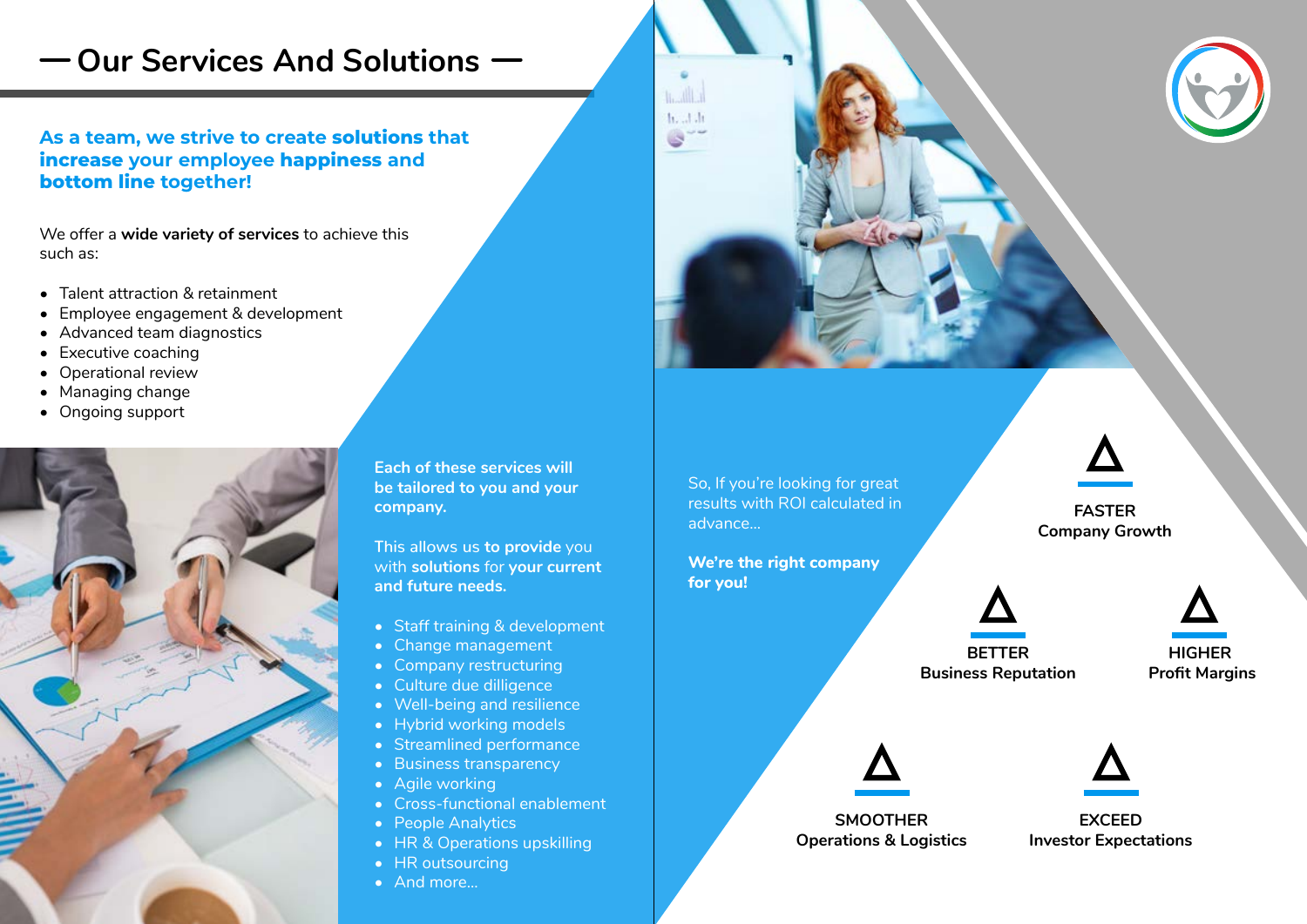# — Our Services And Solutions —

**As a team, we strive to create solutions that increase your employee happiness and bottom line together!**

We offer a **wide variety of services** to achieve this such as:

- Talent attraction & retainment
- Employee engagement & development
- Advanced team diagnostics
- Executive coaching
- Operational review
- Managing change
- Ongoing support

**Each of these services will be tailored to you and your company.**

This allows us **to provide** you with **solutions** for **your current and future needs.**

- Staff training & development
- Change management
- Company restructuring
- Culture due dilligence
- Well-being and resilience
- Hybrid working models
- Streamlined performance
- Business transparency
- Agile working
- Cross-functional enablement
- People Analytics
- HR & Operations upskilling
- HR outsourcing
- And more...

So, If you're looking for great results with ROI calculated in advance...

**We're the right company for you!**

**FASTER**
**Company Growth**

**BETTER**
**Business Reputation**

**HIGHER**
**Profit Margins**

**SMOOTHER**
**Operations & Logistics**

**EXCEED**
**Investor Expectations**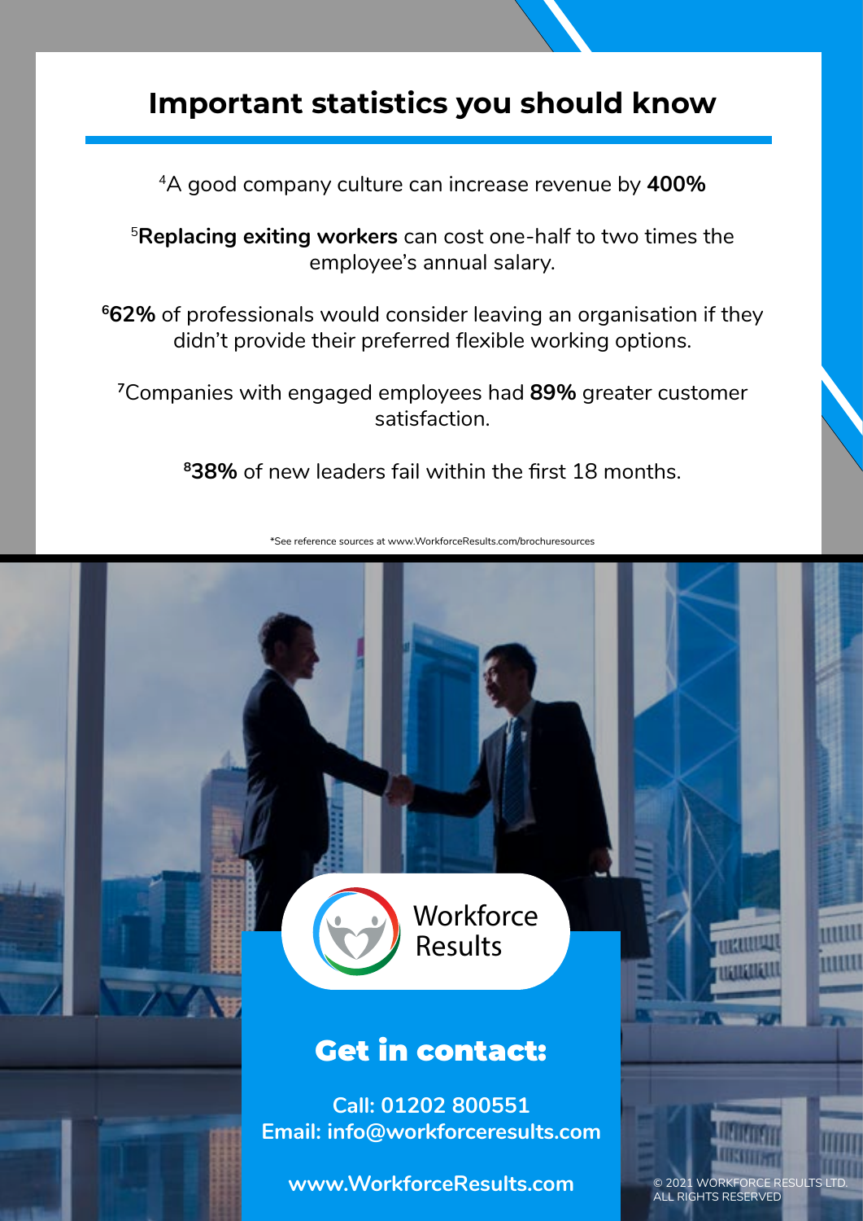## Important statistics you should know

[4]A good company culture can increase revenue by **400%**

[5]**Replacing exiting workers** can cost one-half to two times the employee's annual salary.

[6]**62%** of professionals would consider leaving an organisation if they didn't provide their preferred flexible working options.

[7]Companies with engaged employees had **89%** greater customer satisfaction.

[8]**38%** of new leaders fail within the first 18 months.

*See reference sources at www.WorkforceResults.com/brochuresources

Workforce Results

## Get in contact:

**Call: 01202 800551**
**Email: info@workforceresults.com**

**www.WorkforceResults.com**

© 2021 WORKFORCE RESULTS LTD. ALL RIGHTS RESERVED